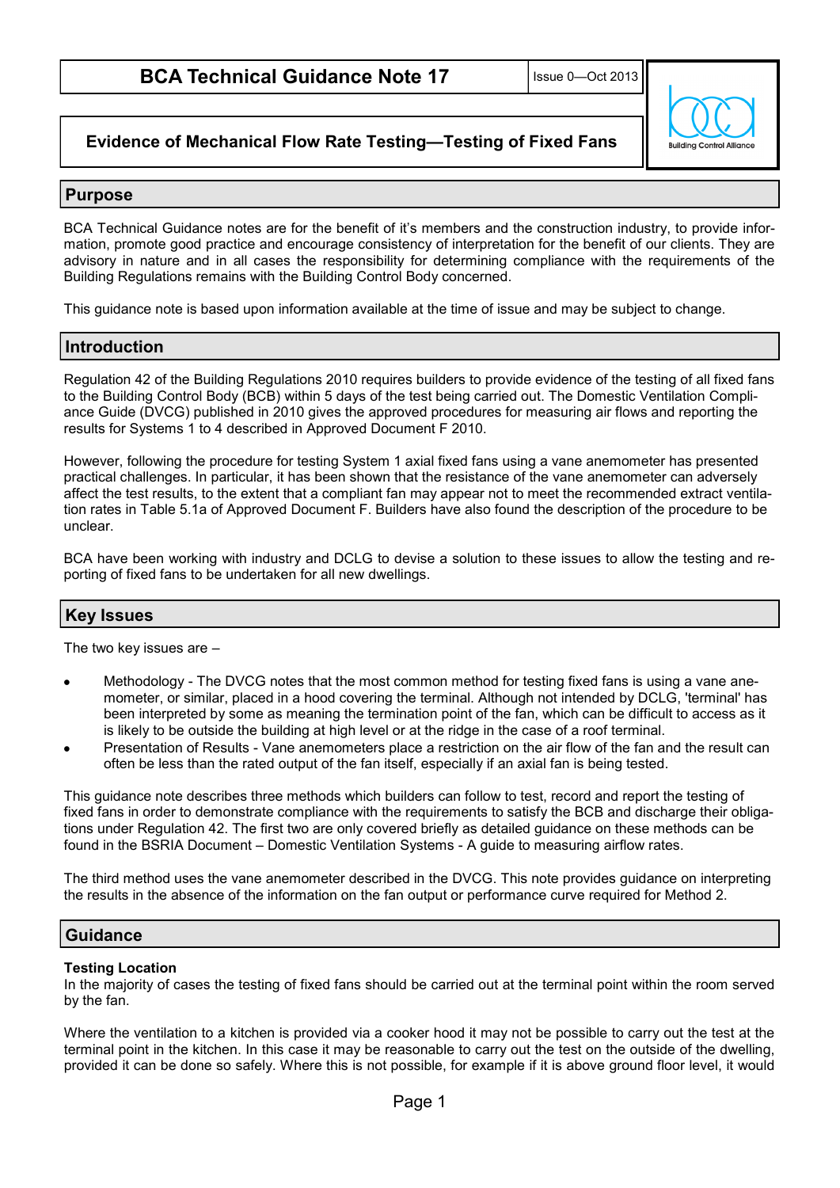# BCA Technical Guidance Note 17

Issue 0—Oct 2013

## Evidence of Mechanical Flow Rate Testing—Testing of Fixed Fans

## Purpose

BCA Technical Guidance notes are for the benefit of it's members and the construction industry, to provide information, promote good practice and encourage consistency of interpretation for the benefit of our clients. They are advisory in nature and in all cases the responsibility for determining compliance with the requirements of the Building Regulations remains with the Building Control Body concerned.

This guidance note is based upon information available at the time of issue and may be subject to change.

## Introduction

Regulation 42 of the Building Regulations 2010 requires builders to provide evidence of the testing of all fixed fans to the Building Control Body (BCB) within 5 days of the test being carried out. The Domestic Ventilation Compliance Guide (DVCG) published in 2010 gives the approved procedures for measuring air flows and reporting the results for Systems 1 to 4 described in Approved Document F 2010.

However, following the procedure for testing System 1 axial fixed fans using a vane anemometer has presented practical challenges. In particular, it has been shown that the resistance of the vane anemometer can adversely affect the test results, to the extent that a compliant fan may appear not to meet the recommended extract ventilation rates in Table 5.1a of Approved Document F. Builders have also found the description of the procedure to be unclear.

BCA have been working with industry and DCLG to devise a solution to these issues to allow the testing and reporting of fixed fans to be undertaken for all new dwellings.

## Key Issues

The two key issues are –

- Methodology - The DVCG notes that the most common method for testing fixed fans is using a vane anemometer, or similar, placed in a hood covering the terminal. Although not intended by DCLG, 'terminal' has been interpreted by some as meaning the termination point of the fan, which can be difficult to access as it is likely to be outside the building at high level or at the ridge in the case of a roof terminal.
- Presentation of Results - Vane anemometers place a restriction on the air flow of the fan and the result can often be less than the rated output of the fan itself, especially if an axial fan is being tested.

This guidance note describes three methods which builders can follow to test, record and report the testing of fixed fans in order to demonstrate compliance with the requirements to satisfy the BCB and discharge their obligations under Regulation 42. The first two are only covered briefly as detailed guidance on these methods can be found in the BSRIA Document – Domestic Ventilation Systems - A guide to measuring airflow rates.

The third method uses the vane anemometer described in the DVCG. This note provides guidance on interpreting the results in the absence of the information on the fan output or performance curve required for Method 2.

## Guidance

**Testing Location**

In the majority of cases the testing of fixed fans should be carried out at the terminal point within the room served by the fan.

Where the ventilation to a kitchen is provided via a cooker hood it may not be possible to carry out the test at the terminal point in the kitchen. In this case it may be reasonable to carry out the test on the outside of the dwelling, provided it can be done so safely. Where this is not possible, for example if it is above ground floor level, it would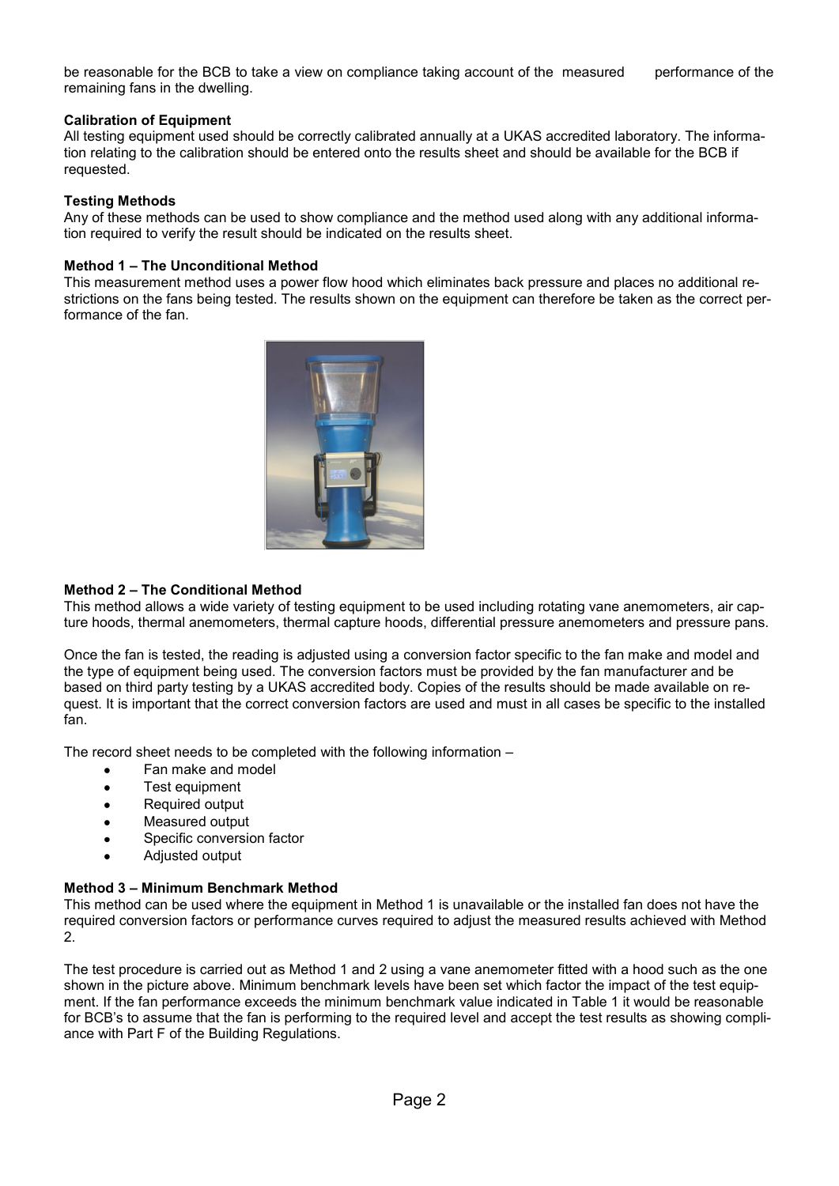be reasonable for the BCB to take a view on compliance taking account of the measured performance of the remaining fans in the dwelling.

**Calibration of Equipment**

All testing equipment used should be correctly calibrated annually at a UKAS accredited laboratory. The information relating to the calibration should be entered onto the results sheet and should be available for the BCB if requested.

**Testing Methods**

Any of these methods can be used to show compliance and the method used along with any additional information required to verify the result should be indicated on the results sheet.

**Method 1 – The Unconditional Method**

This measurement method uses a power flow hood which eliminates back pressure and places no additional restrictions on the fans being tested. The results shown on the equipment can therefore be taken as the correct performance of the fan.

**Method 2 – The Conditional Method**

This method allows a wide variety of testing equipment to be used including rotating vane anemometers, air capture hoods, thermal anemometers, thermal capture hoods, differential pressure anemometers and pressure pans.

Once the fan is tested, the reading is adjusted using a conversion factor specific to the fan make and model and the type of equipment being used. The conversion factors must be provided by the fan manufacturer and be based on third party testing by a UKAS accredited body. Copies of the results should be made available on request. It is important that the correct conversion factors are used and must in all cases be specific to the installed fan.

The record sheet needs to be completed with the following information –

- Fan make and model
- Test equipment
- Required output
- Measured output
- Specific conversion factor
- Adjusted output

**Method 3 – Minimum Benchmark Method**

This method can be used where the equipment in Method 1 is unavailable or the installed fan does not have the required conversion factors or performance curves required to adjust the measured results achieved with Method 2.

The test procedure is carried out as Method 1 and 2 using a vane anemometer fitted with a hood such as the one shown in the picture above. Minimum benchmark levels have been set which factor the impact of the test equipment. If the fan performance exceeds the minimum benchmark value indicated in Table 1 it would be reasonable for BCB's to assume that the fan is performing to the required level and accept the test results as showing compliance with Part F of the Building Regulations.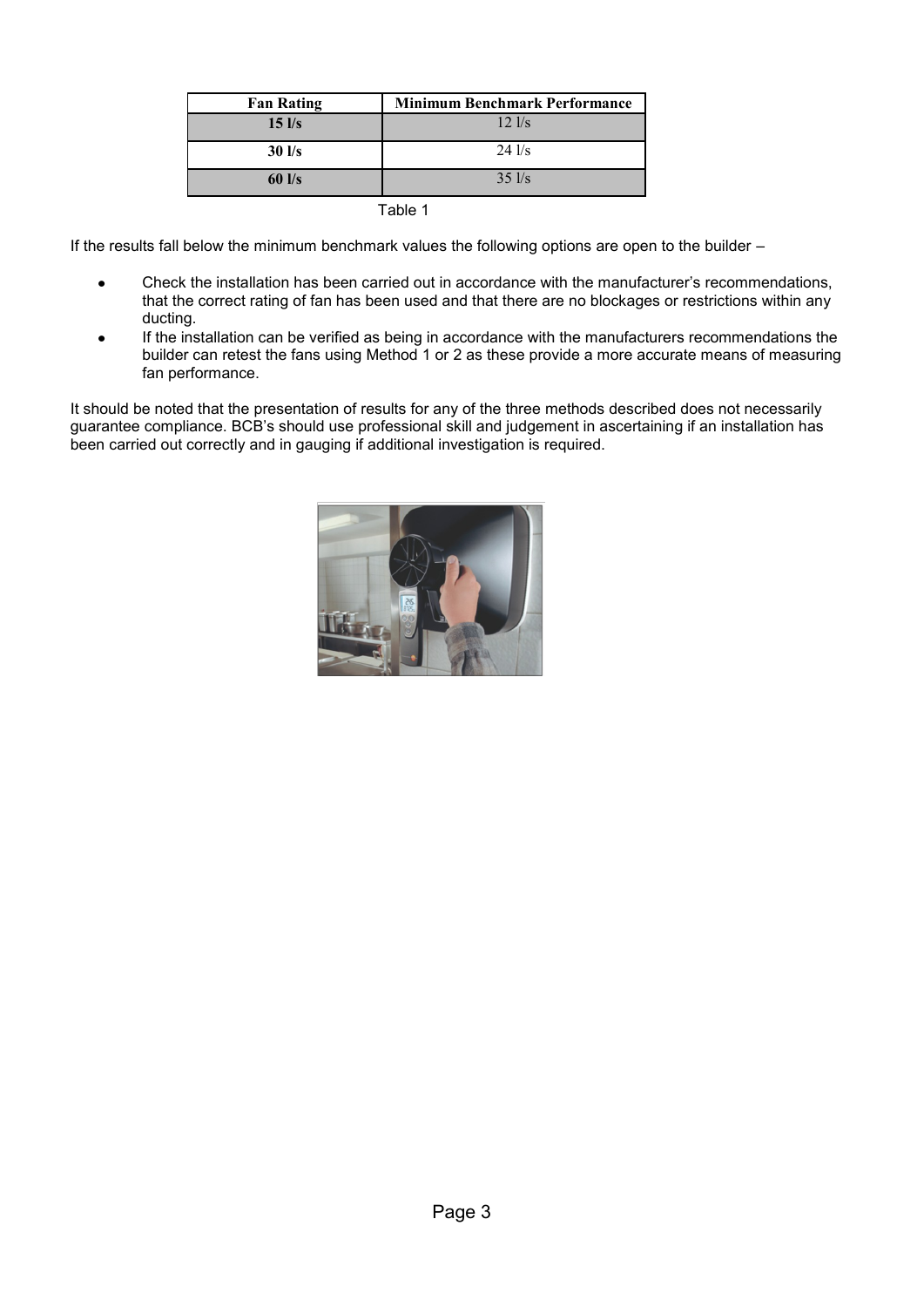| Fan Rating | Minimum Benchmark Performance |
| --- | --- |
| **15 l/s** | 12 l/s |
| **30 l/s** | 24 l/s |
| **60 l/s** | 35 l/s |

Table 1

If the results fall below the minimum benchmark values the following options are open to the builder –

- Check the installation has been carried out in accordance with the manufacturer's recommendations, that the correct rating of fan has been used and that there are no blockages or restrictions within any ducting.
- If the installation can be verified as being in accordance with the manufacturers recommendations the builder can retest the fans using Method 1 or 2 as these provide a more accurate means of measuring fan performance.

It should be noted that the presentation of results for any of the three methods described does not necessarily guarantee compliance. BCB's should use professional skill and judgement in ascertaining if an installation has been carried out correctly and in gauging if additional investigation is required.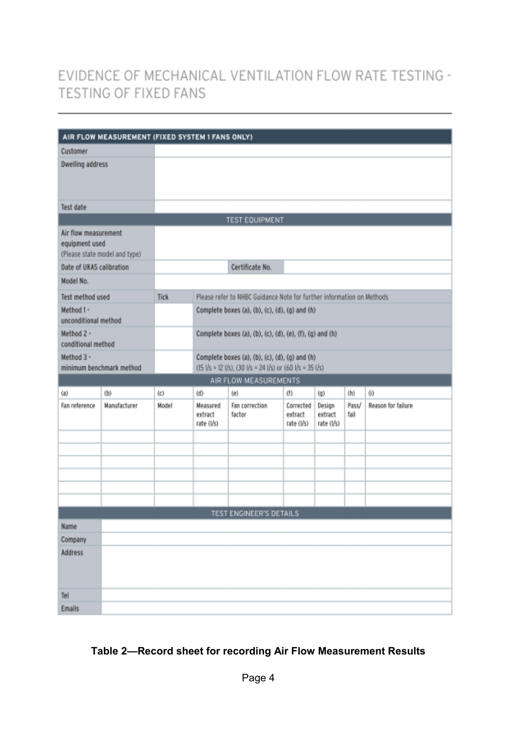# EVIDENCE OF MECHANICAL VENTILATION FLOW RATE TESTING - TESTING OF FIXED FANS

| AIR FLOW MEASUREMENT (FIXED SYSTEM 1 FANS ONLY) | | | | | | | | |
|---|---|---|---|---|---|---|---|---|
| Customer | | | | | | | | |
| Dwelling address | | | | | | | | |
| Test date | | | | | | | | |
| TEST EQUIPMENT | | | | | | | | |
| Air flow measurement equipment used (Please state model and type) | | | | | | | | |
| Date of UKAS calibration | | | Certificate No. | | | | | |
| Model No. | | | | | | | | |
| Test method used | | Tick | Please refer to NHBC Guidance Note for further information on Methods | | | | | |
| Method 1 - unconditional method | | | Complete boxes (a), (b), (c), (d), (g) and (h) | | | | | |
| Method 2 - conditional method | | | Complete boxes (a), (b), (c), (d), (e), (f), (g) and (h) | | | | | |
| Method 3 - minimum benchmark method | | | Complete boxes (a), (b), (c), (d), (g) and (h) (15 l/s = 12 l/s), (30 l/s = 24 l/s) or (60 l/s = 35 l/s) | | | | | |
| AIR FLOW MEASUREMENTS | | | | | | | | |
| (a) | (b) | (c) | (d) | (e) | (f) | (g) | (h) | (i) |
| Fan reference | Manufacturer | Model | Measured extract rate (l/s) | Fan correction factor | Corrected extract rate (l/s) | Design extract rate (l/s) | Pass/ fail | Reason for failure |
| | | | | | | | | |
| | | | | | | | | |
| | | | | | | | | |
| | | | | | | | | |
| | | | | | | | | |
| | | | | | | | | |
| TEST ENGINEER'S DETAILS | | | | | | | | |
| Name | | | | | | | | |
| Company | | | | | | | | |
| Address | | | | | | | | |
| Tel | | | | | | | | |
| Emails | | | | | | | | |

**Table 2—Record sheet for recording Air Flow Measurement Results**